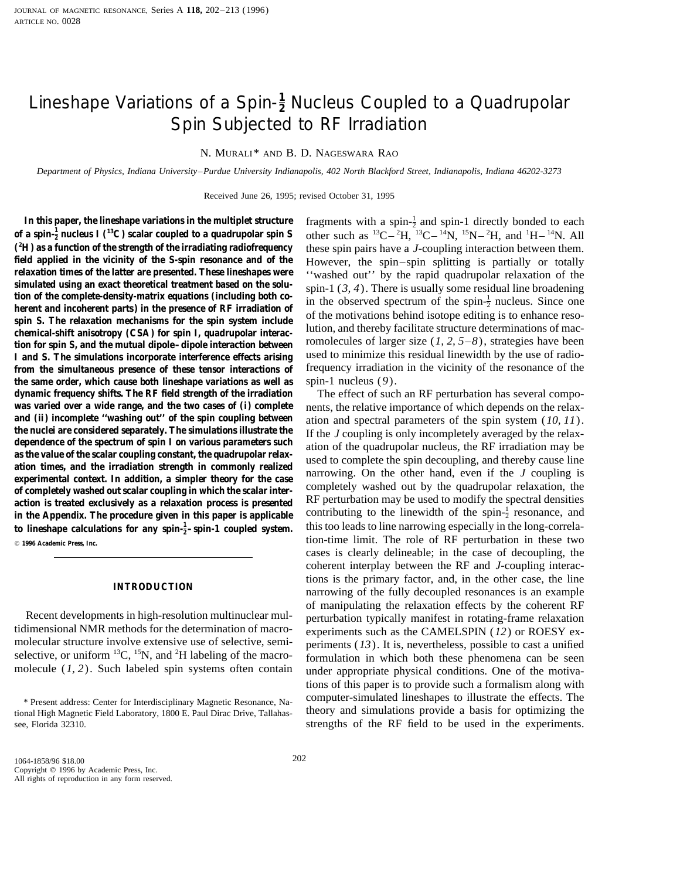# Lineshape Variations of a Spin-$\frac{1}{2}$ Nucleus Coupled to a Quadrupolar Spin Subjected to RF Irradiation

N. Murali* and B. D. Nageswara Rao

*Department of Physics, Indiana University–Purdue University Indianapolis, 402 North Blackford Street, Indianapolis, Indiana 46202-3273*

Received June 26, 1995; revised October 31, 1995

**In this paper, the lineshape variations in the multiplet structure of a spin-$\frac{1}{2}$ nucleus I ($^{13}$C) scalar coupled to a quadrupolar spin S ($^{2}$H) as a function of the strength of the irradiating radiofrequency field applied in the vicinity of the S-spin resonance and of the relaxation times of the latter are presented. These lineshapes were simulated using an exact theoretical treatment based on the solution of the complete-density-matrix equations (including both coherent and incoherent parts) in the presence of RF irradiation of spin S. The relaxation mechanisms for the spin system include chemical-shift anisotropy (CSA) for spin I, quadrupolar interaction for spin S, and the mutual dipole–dipole interaction between I and S. The simulations incorporate interference effects arising from the simultaneous presence of these tensor interactions of the same order, which cause both lineshape variations as well as dynamic frequency shifts. The RF field strength of the irradiation was varied over a wide range, and the two cases of (i) complete and (ii) incomplete "washing out" of the spin coupling between the nuclei are considered separately. The simulations illustrate the dependence of the spectrum of spin I on various parameters such as the value of the scalar coupling constant, the quadrupolar relaxation times, and the irradiation strength in commonly realized experimental context. In addition, a simpler theory for the case of completely washed out scalar coupling in which the scalar interaction is treated exclusively as a relaxation process is presented in the Appendix. The procedure given in this paper is applicable to lineshape calculations for any spin-$\frac{1}{2}$–spin-1 coupled system.** © 1996 Academic Press, Inc.

## INTRODUCTION

Recent developments in high-resolution multinuclear multidimensional NMR methods for the determination of macromolecular structure involve extensive use of selective, semiselective, or uniform $^{13}$C, $^{15}$N, and $^{2}$H labeling of the macromolecule (*1, 2*). Such labeled spin systems often contain fragments with a spin-$\frac{1}{2}$ and spin-1 directly bonded to each other such as $^{13}$C–$^{2}$H, $^{13}$C–$^{14}$N, $^{15}$N–$^{2}$H, and $^{1}$H–$^{14}$N. All these spin pairs have a *J*-coupling interaction between them. However, the spin–spin splitting is partially or totally "washed out" by the rapid quadrupolar relaxation of the spin-1 (*3, 4*). There is usually some residual line broadening in the observed spectrum of the spin-$\frac{1}{2}$ nucleus. Since one of the motivations behind isotope editing is to enhance resolution, and thereby facilitate structure determinations of macromolecules of larger size (*1, 2, 5–8*), strategies have been used to minimize this residual linewidth by the use of radiofrequency irradiation in the vicinity of the resonance of the spin-1 nucleus (*9*).

The effect of such an RF perturbation has several components, the relative importance of which depends on the relaxation and spectral parameters of the spin system (*10, 11*). If the *J* coupling is only incompletely averaged by the relaxation of the quadrupolar nucleus, the RF irradiation may be used to complete the spin decoupling, and thereby cause line narrowing. On the other hand, even if the *J* coupling is completely washed out by the quadrupolar relaxation, the RF perturbation may be used to modify the spectral densities contributing to the linewidth of the spin-$\frac{1}{2}$ resonance, and this too leads to line narrowing especially in the long-correlation-time limit. The role of RF perturbation in these two cases is clearly delineable; in the case of decoupling, the coherent interplay between the RF and *J*-coupling interactions is the primary factor, and, in the other case, the line narrowing of the fully decoupled resonances is an example of manipulating the relaxation effects by the coherent RF perturbation typically manifest in rotating-frame relaxation experiments such as the CAMELSPIN (*12*) or ROESY experiments (*13*). It is, nevertheless, possible to cast a unified formulation in which both these phenomena can be seen under appropriate physical conditions. One of the motivations of this paper is to provide such a formalism along with computer-simulated lineshapes to illustrate the effects. The theory and simulations provide a basis for optimizing the strengths of the RF field to be used in the experiments.

* Present address: Center for Interdisciplinary Magnetic Resonance, National High Magnetic Field Laboratory, 1800 E. Paul Dirac Drive, Tallahassee, Florida 32310.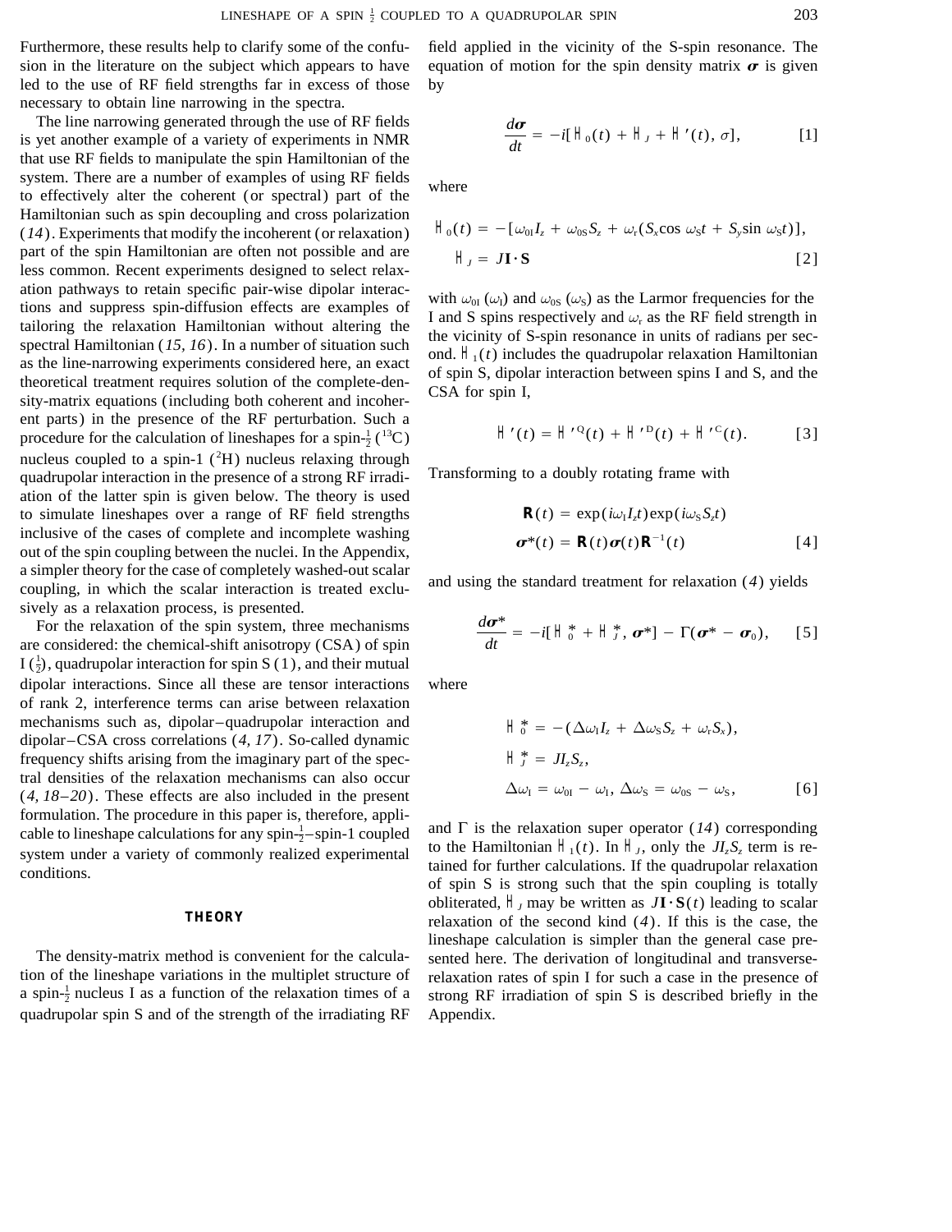Furthermore, these results help to clarify some of the confusion in the literature on the subject which appears to have led to the use of RF field strengths far in excess of those necessary to obtain line narrowing in the spectra.

The line narrowing generated through the use of RF fields is yet another example of a variety of experiments in NMR that use RF fields to manipulate the spin Hamiltonian of the system. There are a number of examples of using RF fields to effectively alter the coherent (or spectral) part of the Hamiltonian such as spin decoupling and cross polarization (*14*). Experiments that modify the incoherent (or relaxation) part of the spin Hamiltonian are often not possible and are less common. Recent experiments designed to select relaxation pathways to retain specific pair-wise dipolar interactions and suppress spin-diffusion effects are examples of tailoring the relaxation Hamiltonian without altering the spectral Hamiltonian (*15, 16*). In a number of situation such as the line-narrowing experiments considered here, an exact theoretical treatment requires solution of the complete-density-matrix equations (including both coherent and incoherent parts) in the presence of the RF perturbation. Such a procedure for the calculation of lineshapes for a spin-$\frac{1}{2}$ ($^{13}$C) nucleus coupled to a spin-1 ($^{2}$H) nucleus relaxing through quadrupolar interaction in the presence of a strong RF irradiation of the latter spin is given below. The theory is used to simulate lineshapes over a range of RF field strengths inclusive of the cases of complete and incomplete washing out of the spin coupling between the nuclei. In the Appendix, a simpler theory for the case of completely washed-out scalar coupling, in which the scalar interaction is treated exclusively as a relaxation process, is presented.

For the relaxation of the spin system, three mechanisms are considered: the chemical-shift anisotropy (CSA) of spin I ($\frac{1}{2}$), quadrupolar interaction for spin S (1), and their mutual dipolar interactions. Since all these are tensor interactions of rank 2, interference terms can arise between relaxation mechanisms such as, dipolar–quadrupolar interaction and dipolar–CSA cross correlations (*4, 17*). So-called dynamic frequency shifts arising from the imaginary part of the spectral densities of the relaxation mechanisms can also occur (*4, 18–20*). These effects are also included in the present formulation. The procedure in this paper is, therefore, applicable to lineshape calculations for any spin-$\frac{1}{2}$–spin-1 coupled system under a variety of commonly realized experimental conditions.

## THEORY

The density-matrix method is convenient for the calculation of the lineshape variations in the multiplet structure of a spin-$\frac{1}{2}$ nucleus I as a function of the relaxation times of a quadrupolar spin S and of the strength of the irradiating RF field applied in the vicinity of the S-spin resonance. The equation of motion for the spin density matrix $\boldsymbol{\sigma}$ is given by

$$\frac{d\boldsymbol{\sigma}}{dt} = -i[\mathcal{H}_0(t) + \mathcal{H}_J + \mathcal{H}'(t), \sigma], \qquad [1]$$

where

$$\mathcal{H}_0(t) = -[\omega_{0\mathrm{I}} I_z + \omega_{0\mathrm{S}} S_z + \omega_{\mathrm{r}}(S_x \cos \omega_{\mathrm{S}} t + S_y \sin \omega_{\mathrm{S}} t)],$$
$$\mathcal{H}_J = J\mathbf{I}\cdot\mathbf{S} \qquad [2]$$

with $\omega_{0\mathrm{I}}$ ($\omega_{\mathrm{I}}$) and $\omega_{0\mathrm{S}}$ ($\omega_{\mathrm{S}}$) as the Larmor frequencies for the I and S spins respectively and $\omega_{\mathrm{r}}$ as the RF field strength in the vicinity of S-spin resonance in units of radians per second. $\mathcal{H}_1(t)$ includes the quadrupolar relaxation Hamiltonian of spin S, dipolar interaction between spins I and S, and the CSA for spin I,

$$\mathcal{H}'(t) = \mathcal{H}'^{\mathrm{Q}}(t) + \mathcal{H}'^{\mathrm{D}}(t) + \mathcal{H}'^{\mathrm{C}}(t). \qquad [3]$$

Transforming to a doubly rotating frame with

$$\mathbf{R}(t) = \exp(i\omega_{\mathrm{I}} I_z t)\exp(i\omega_{\mathrm{S}} S_z t)$$
$$\boldsymbol{\sigma}^*(t) = \mathbf{R}(t)\boldsymbol{\sigma}(t)\mathbf{R}^{-1}(t) \qquad [4]$$

and using the standard treatment for relaxation (*4*) yields

$$\frac{d\boldsymbol{\sigma}^*}{dt} = -i[\mathcal{H}_0^* + \mathcal{H}_J^*, \boldsymbol{\sigma}^*] - \Gamma(\boldsymbol{\sigma}^* - \boldsymbol{\sigma}_0), \qquad [5]$$

where

$$\mathcal{H}_0^* = -(\Delta\omega_{\mathrm{I}} I_z + \Delta\omega_{\mathrm{S}} S_z + \omega_{\mathrm{r}} S_x),$$
$$\mathcal{H}_J^* = J I_z S_z,$$
$$\Delta\omega_{\mathrm{I}} = \omega_{0\mathrm{I}} - \omega_{\mathrm{I}},\ \Delta\omega_{\mathrm{S}} = \omega_{0\mathrm{S}} - \omega_{\mathrm{S}}, \qquad [6]$$

and $\Gamma$ is the relaxation super operator (*14*) corresponding to the Hamiltonian $\mathcal{H}_1(t)$. In $\mathcal{H}_J$, only the $JI_zS_z$ term is retained for further calculations. If the quadrupolar relaxation of spin S is strong such that the spin coupling is totally obliterated, $\mathcal{H}_J$ may be written as $J\mathbf{I}\cdot\mathbf{S}(t)$ leading to scalar relaxation of the second kind (*4*). If this is the case, the lineshape calculation is simpler than the general case presented here. The derivation of longitudinal and transverse-relaxation rates of spin I for such a case in the presence of strong RF irradiation of spin S is described briefly in the Appendix.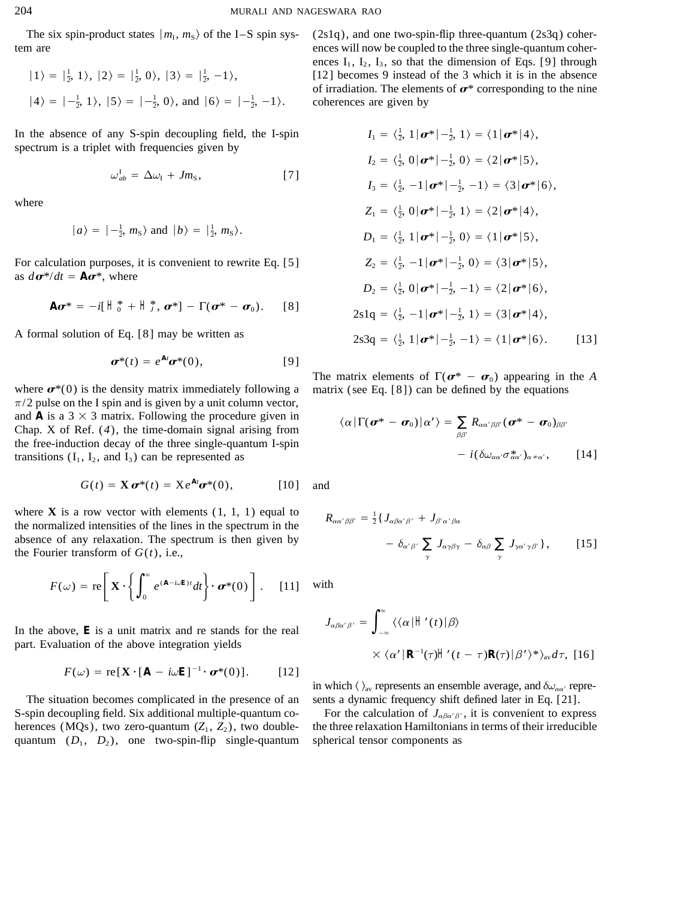The six spin-product states $|m_I, m_S\rangle$ of the I–S spin system are

$$|1\rangle = |\tfrac{1}{2}, 1\rangle,\ |2\rangle = |\tfrac{1}{2}, 0\rangle,\ |3\rangle = |\tfrac{1}{2}, -1\rangle,$$

$$|4\rangle = |-\tfrac{1}{2}, 1\rangle,\ |5\rangle = |-\tfrac{1}{2}, 0\rangle,\ \text{and}\ |6\rangle = |-\tfrac{1}{2}, -1\rangle.$$

In the absence of any S-spin decoupling field, the I-spin spectrum is a triplet with frequencies given by

$$\omega_{ab}^{I} = \Delta\omega_I + Jm_S, \qquad [7]$$

where

$$|a\rangle = |-\tfrac{1}{2}, m_S\rangle \text{ and } |b\rangle = |\tfrac{1}{2}, m_S\rangle.$$

For calculation purposes, it is convenient to rewrite Eq. [5] as $d\boldsymbol{\sigma}^*/dt = \mathbf{A}\boldsymbol{\sigma}^*$, where

$$\mathbf{A}\boldsymbol{\sigma}^* = -i[\mathcal{H}_0^* + \mathcal{H}_J^*, \boldsymbol{\sigma}^*] - \Gamma(\boldsymbol{\sigma}^* - \boldsymbol{\sigma}_0). \qquad [8]$$

A formal solution of Eq. [8] may be written as

$$\boldsymbol{\sigma}^*(t) = e^{\mathbf{A}t}\boldsymbol{\sigma}^*(0), \qquad [9]$$

where $\boldsymbol{\sigma}^*(0)$ is the density matrix immediately following a $\pi/2$ pulse on the I spin and is given by a unit column vector, and $\mathbf{A}$ is a $3 \times 3$ matrix. Following the procedure given in Chap. X of Ref. (4), the time-domain signal arising from the free-induction decay of the three single-quantum I-spin transitions ($I_1$, $I_2$, and $I_3$) can be represented as

$$G(t) = \mathbf{X}\,\boldsymbol{\sigma}^*(t) = \mathrm{X}e^{\mathbf{A}t}\boldsymbol{\sigma}^*(0), \qquad [10]$$

where $\mathbf{X}$ is a row vector with elements (1, 1, 1) equal to the normalized intensities of the lines in the spectrum in the absence of any relaxation. The spectrum is then given by the Fourier transform of $G(t)$, i.e.,

$$F(\omega) = \mathrm{re}\left[\mathbf{X}\cdot\left\{\int_0^\infty e^{(\mathbf{A}-i\omega\mathbf{E})t}dt\right\}\cdot\boldsymbol{\sigma}^*(0)\right]. \qquad [11]$$

In the above, $\mathbf{E}$ is a unit matrix and re stands for the real part. Evaluation of the above integration yields

$$F(\omega) = \mathrm{re}[\mathbf{X}\cdot[\mathbf{A} - i\omega\mathbf{E}]^{-1}\cdot\boldsymbol{\sigma}^*(0)]. \qquad [12]$$

The situation becomes complicated in the presence of an S-spin decoupling field. Six additional multiple-quantum coherences (MQs), two zero-quantum ($Z_1$, $Z_2$), two double-quantum ($D_1$, $D_2$), one two-spin-flip single-quantum (2s1q), and one two-spin-flip three-quantum (2s3q) coherences will now be coupled to the three single-quantum coherences $I_1$, $I_2$, $I_3$, so that the dimension of Eqs. [9] through [12] becomes 9 instead of the 3 which it is in the absence of irradiation. The elements of $\boldsymbol{\sigma}^*$ corresponding to the nine coherences are given by

$$\begin{aligned}
I_1 &= \langle\tfrac{1}{2}, 1|\boldsymbol{\sigma}^*|-\tfrac{1}{2}, 1\rangle = \langle 1|\boldsymbol{\sigma}^*|4\rangle,\\
I_2 &= \langle\tfrac{1}{2}, 0|\boldsymbol{\sigma}^*|-\tfrac{1}{2}, 0\rangle = \langle 2|\boldsymbol{\sigma}^*|5\rangle,\\
I_3 &= \langle\tfrac{1}{2}, -1|\boldsymbol{\sigma}^*|-\tfrac{1}{2}, -1\rangle = \langle 3|\boldsymbol{\sigma}^*|6\rangle,\\
Z_1 &= \langle\tfrac{1}{2}, 0|\boldsymbol{\sigma}^*|-\tfrac{1}{2}, 1\rangle = \langle 2|\boldsymbol{\sigma}^*|4\rangle,\\
D_1 &= \langle\tfrac{1}{2}, 1|\boldsymbol{\sigma}^*|-\tfrac{1}{2}, 0\rangle = \langle 1|\boldsymbol{\sigma}^*|5\rangle,\\
Z_2 &= \langle\tfrac{1}{2}, -1|\boldsymbol{\sigma}^*|-\tfrac{1}{2}, 0\rangle = \langle 3|\boldsymbol{\sigma}^*|5\rangle,\\
D_2 &= \langle\tfrac{1}{2}, 0|\boldsymbol{\sigma}^*|-\tfrac{1}{2}, -1\rangle = \langle 2|\boldsymbol{\sigma}^*|6\rangle,\\
2\mathrm{s1q} &= \langle\tfrac{1}{2}, -1|\boldsymbol{\sigma}^*|-\tfrac{1}{2}, 1\rangle = \langle 3|\boldsymbol{\sigma}^*|4\rangle,\\
2\mathrm{s3q} &= \langle\tfrac{1}{2}, 1|\boldsymbol{\sigma}^*|-\tfrac{1}{2}, -1\rangle = \langle 1|\boldsymbol{\sigma}^*|6\rangle.
\end{aligned} \qquad [13]$$

The matrix elements of $\Gamma(\boldsymbol{\sigma}^* - \boldsymbol{\sigma}_0)$ appearing in the $A$ matrix (see Eq. [8]) can be defined by the equations

$$\langle\alpha|\Gamma(\boldsymbol{\sigma}^* - \boldsymbol{\sigma}_0)|\alpha'\rangle = \sum_{\beta\beta'} R_{\alpha\alpha'\beta\beta'}(\boldsymbol{\sigma}^* - \boldsymbol{\sigma}_0)_{\beta\beta'} - i(\delta\omega_{\alpha\alpha'}\sigma^*_{\alpha\alpha'})_{\alpha\neq\alpha'}, \qquad [14]$$

and

$$R_{\alpha\alpha'\beta\beta'} = \tfrac{1}{2}\{J_{\alpha\beta\alpha'\beta'} + J_{\beta'\alpha'\beta\alpha} - \delta_{\alpha'\beta'}\sum_{\gamma} J_{\alpha\gamma\beta\gamma} - \delta_{\alpha\beta}\sum_{\gamma} J_{\gamma\alpha'\gamma\beta'}\}, \qquad [15]$$

with

$$J_{\alpha\beta\alpha'\beta'} = \int_{-\infty}^{\infty}\langle\langle\alpha|\mathcal{H}'(t)|\beta\rangle \times \langle\alpha'|\mathbf{R}^{-1}(\tau)\mathcal{H}'(t-\tau)\mathbf{R}(\tau)|\beta'\rangle^*\rangle_{\mathrm{av}}d\tau, \qquad [16]$$

in which $\langle\,\rangle_{\mathrm{av}}$ represents an ensemble average, and $\delta\omega_{\alpha\alpha'}$ represents a dynamic frequency shift defined later in Eq. [21].

For the calculation of $J_{\alpha\beta\alpha'\beta'}$, it is convenient to express the three relaxation Hamiltonians in terms of their irreducible spherical tensor components as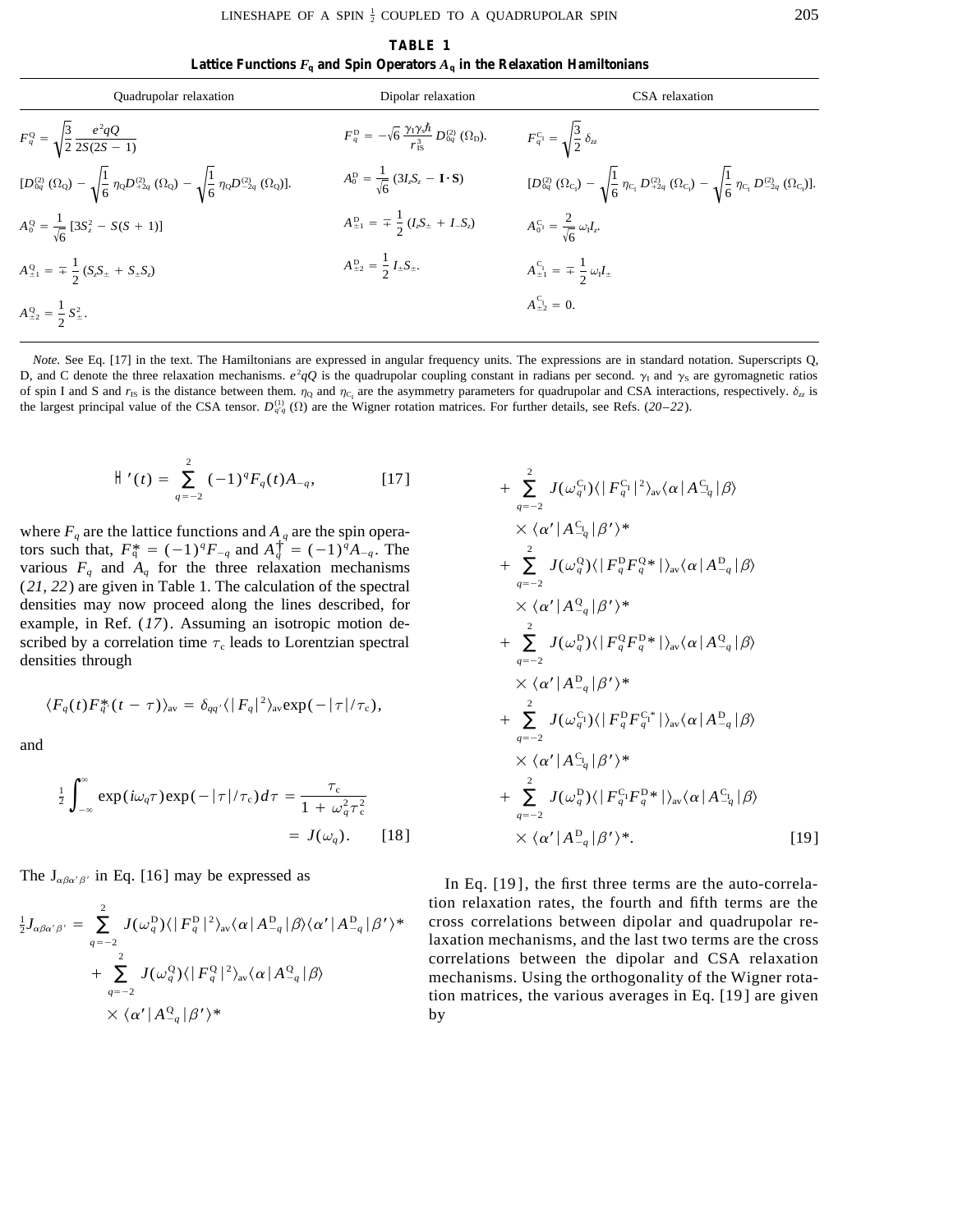**TABLE 1**
**Lattice Functions $F_q$ and Spin Operators $A_q$ in the Relaxation Hamiltonians**

| Quadrupolar relaxation | Dipolar relaxation | CSA relaxation |
|---|---|---|
| $F_q^{Q} = \sqrt{\frac{3}{2}}\frac{e^2qQ}{2S(2S-1)}$ $[D_{0q}^{(2)}(\Omega_Q) - \sqrt{\frac{1}{6}}\eta_Q D_{+2q}^{(2)}(\Omega_Q) - \sqrt{\frac{1}{6}}\eta_Q D_{-2q}^{(2)}(\Omega_Q)]$. | $F_q^{D} = -\sqrt{6}\frac{\gamma_I\gamma_S\hbar}{r_{IS}^3}D_{0q}^{(2)}(\Omega_D)$. | $F_q^{C_I} = \sqrt{\frac{3}{2}}\delta_{zz}$ $[D_{0q}^{(2)}(\Omega_{C_I}) - \sqrt{\frac{1}{6}}\eta_{C_I}D_{+2q}^{(2)}(\Omega_{C_I}) - \sqrt{\frac{1}{6}}\eta_{C_I}D_{-2q}^{(2)}(\Omega_{C_I})]$. |
| $A_0^{Q} = \frac{1}{\sqrt{6}}[3S_z^2 - S(S+1)]$ | $A_0^{D} = \frac{1}{\sqrt{6}}(3I_zS_z - \mathbf{I}\cdot\mathbf{S})$ | $A_0^{C_I} = \frac{2}{\sqrt{6}}\omega_I I_z$. |
| $A_{\pm1}^{Q} = \mp\frac{1}{2}(S_zS_\pm + S_\pm S_z)$ | $A_{\pm1}^{D} = \mp\frac{1}{2}(I_zS_\pm + I_\pm S_z)$ | $A_{\pm1}^{C_I} = \mp\frac{1}{2}\omega_I I_\pm$ |
| $A_{\pm2}^{Q} = \frac{1}{2}S_\pm^2$. | $A_{\pm2}^{D} = \frac{1}{2}I_\pm S_\pm$. | $A_{\pm2}^{C_I} = 0$. |

*Note.* See Eq. [17] in the text. The Hamiltonians are expressed in angular frequency units. The expressions are in standard notation. Superscripts Q, D, and C denote the three relaxation mechanisms. $e^2qQ$ is the quadrupolar coupling constant in radians per second. $\gamma_I$ and $\gamma_S$ are gyromagnetic ratios of spin I and S and $r_{IS}$ is the distance between them. $\eta_Q$ and $\eta_{C_I}$ are the asymmetry parameters for quadrupolar and CSA interactions, respectively. $\delta_{zz}$ is the largest principal value of the CSA tensor. $D_{q'q}^{(l)}(\Omega)$ are the Wigner rotation matrices. For further details, see Refs. (*20–22*).

$$\mathcal{H}'(t) = \sum_{q=-2}^{2}(-1)^q F_q(t)A_{-q}, \qquad [17]$$

where $F_q$ are the lattice functions and $A_q$ are the spin operators such that, $F_q^* = (-1)^q F_{-q}$ and $A_q^\dagger = (-1)^q A_{-q}$. The various $F_q$ and $A_q$ for the three relaxation mechanisms (*21, 22*) are given in Table 1. The calculation of the spectral densities may now proceed along the lines described, for example, in Ref. (*17*). Assuming an isotropic motion described by a correlation time $\tau_c$ leads to Lorentzian spectral densities through

$$\langle F_q(t)F_{q'}^*(t-\tau)\rangle_{av} = \delta_{qq'}\langle|F_q|^2\rangle_{av}\exp(-|\tau|/\tau_c),$$

and

$$\frac{1}{2}\int_{-\infty}^{\infty}\exp(i\omega_q\tau)\exp(-|\tau|/\tau_c)d\tau = \frac{\tau_c}{1+\omega_q^2\tau_c^2} = J(\omega_q). \qquad [18]$$

The $J_{\alpha\beta\alpha'\beta'}$ in Eq. [16] may be expressed as

$$\begin{aligned}
\tfrac{1}{2}J_{\alpha\beta\alpha'\beta'} = {} & \sum_{q=-2}^{2}J(\omega_q^{D})\langle|F_q^{D}|^2\rangle_{av}\langle\alpha|A_{-q}^{D}|\beta\rangle\langle\alpha'|A_{-q}^{D}|\beta'\rangle^* \\
& + \sum_{q=-2}^{2}J(\omega_q^{Q})\langle|F_q^{Q}|^2\rangle_{av}\langle\alpha|A_{-q}^{Q}|\beta\rangle \times\langle\alpha'|A_{-q}^{Q}|\beta'\rangle^* \\
& + \sum_{q=-2}^{2}J(\omega_q^{C_I})\langle|F_q^{C_I}|^2\rangle_{av}\langle\alpha|A_{-q}^{C_I}|\beta\rangle \times\langle\alpha'|A_{-q}^{C_I}|\beta'\rangle^* \\
& + \sum_{q=-2}^{2}J(\omega_q^{Q})\langle|F_q^{D}F_q^{Q*}|\rangle_{av}\langle\alpha|A_{-q}^{D}|\beta\rangle \times\langle\alpha'|A_{-q}^{Q}|\beta'\rangle^* \\
& + \sum_{q=-2}^{2}J(\omega_q^{D})\langle|F_q^{Q}F_q^{D*}|\rangle_{av}\langle\alpha|A_{-q}^{Q}|\beta\rangle \times\langle\alpha'|A_{-q}^{D}|\beta'\rangle^* \\
& + \sum_{q=-2}^{2}J(\omega_q^{C_I})\langle|F_q^{D}F_q^{C_I*}|\rangle_{av}\langle\alpha|A_{-q}^{D}|\beta\rangle \times\langle\alpha'|A_{-q}^{C_I}|\beta'\rangle^* \\
& + \sum_{q=-2}^{2}J(\omega_q^{D})\langle|F_q^{C_I}F_q^{D*}|\rangle_{av}\langle\alpha|A_{-q}^{C_I}|\beta\rangle \times\langle\alpha'|A_{-q}^{D}|\beta'\rangle^*. \qquad [19]
\end{aligned}$$

In Eq. [19], the first three terms are the auto-correlation relaxation rates, the fourth and fifth terms are the cross correlations between dipolar and quadrupolar relaxation mechanisms, and the last two terms are the cross correlations between the dipolar and CSA relaxation mechanisms. Using the orthogonality of the Wigner rotation matrices, the various averages in Eq. [19] are given by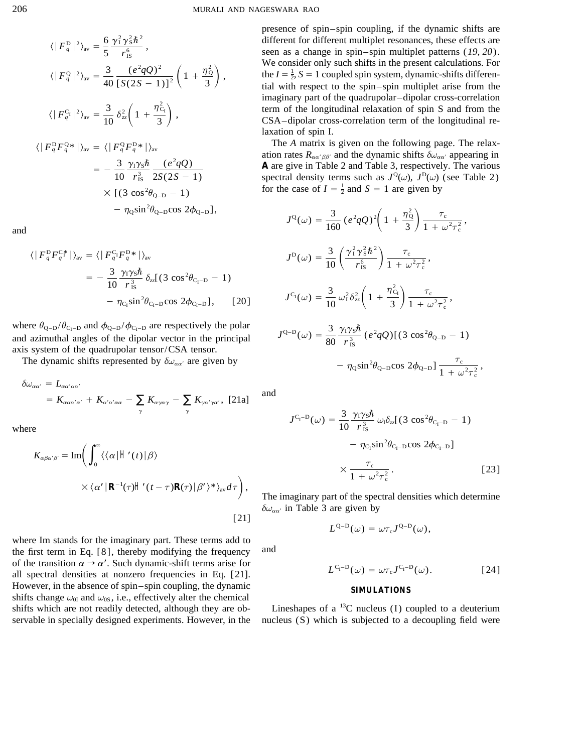$$\langle |F_q^{\rm D}|^2\rangle_{\rm av} = \frac{6}{5}\frac{\gamma_{\rm I}^2\gamma_{\rm S}^2\hbar^2}{r_{\rm IS}^6},$$

$$\langle |F_q^{\rm Q}|^2\rangle_{\rm av} = \frac{3}{40}\frac{(e^2qQ)^2}{[S(2S-1)]^2}\left(1+\frac{\eta_{\rm Q}^2}{3}\right),$$

$$\langle |F_q^{\rm C_I}|^2\rangle_{\rm av} = \frac{3}{10}\,\delta_{zz}^2\left(1+\frac{\eta_{\rm C_I}^2}{3}\right),$$

$$\begin{aligned}\langle |F_q^{\rm D}F_q^{\rm Q}{}^*|\rangle_{\rm av} &= \langle |F_q^{\rm Q}F_q^{\rm D}{}^*|\rangle_{\rm av}\\ &= -\frac{3}{10}\frac{\gamma_{\rm I}\gamma_{\rm S}\hbar}{r_{\rm IS}^3}\frac{(e^2qQ)}{2S(2S-1)}\\ &\quad\times[(3\cos^2\theta_{\rm Q-D}-1)\\ &\quad-\eta_{\rm Q}\sin^2\theta_{\rm Q-D}\cos 2\phi_{\rm Q-D}],\end{aligned}$$

and

$$\begin{aligned}\langle |F_q^{\rm D}F_q^{\rm C_I}{}^*|\rangle_{\rm av} &= \langle |F_q^{\rm C_I}F_q^{\rm D}{}^*|\rangle_{\rm av}\\ &= -\frac{3}{10}\frac{\gamma_{\rm I}\gamma_{\rm S}\hbar}{r_{\rm IS}^3}\,\delta_{zz}[(3\cos^2\theta_{\rm C_I-D}-1)\\ &\quad-\eta_{\rm C_I}\sin^2\theta_{\rm C_I-D}\cos 2\phi_{\rm C_I-D}],\end{aligned} \quad [20]$$

where $\theta_{\rm Q-D}/\theta_{\rm C_I-D}$ and $\phi_{\rm Q-D}/\phi_{\rm C_I-D}$ are respectively the polar and azimuthal angles of the dipolar vector in the principal axis system of the quadrupolar tensor/CSA tensor.

The dynamic shifts represented by $\delta\omega_{\alpha\alpha'}$ are given by

$$\begin{aligned}\delta\omega_{\alpha\alpha'} &= L_{\alpha\alpha'\alpha\alpha'}\\ &= K_{\alpha\alpha\alpha'\alpha'} + K_{\alpha'\alpha'\alpha\alpha} - \sum_\gamma K_{\alpha\gamma\alpha\gamma} - \sum_\gamma K_{\gamma\alpha'\gamma\alpha'},\end{aligned} \quad [21a]$$

where

$$\begin{aligned}K_{\alpha\beta\alpha'\beta'} = {\rm Im}\bigg(\int_0^\infty \langle\langle \alpha|\mathcal{H}'(t)|\beta\rangle\\ \times\langle\alpha'|\mathbf{R}^{-1}(\tau)\mathcal{H}'(t-\tau)\mathbf{R}(\tau)|\beta'\rangle^*\rangle_{\rm av}\,d\tau\bigg),\end{aligned} \quad [21]$$

where Im stands for the imaginary part. These terms add to the first term in Eq. [8], thereby modifying the frequency of the transition $\alpha \rightarrow \alpha'$. Such dynamic-shift terms arise for all spectral densities at nonzero frequencies in Eq. [21]. However, in the absence of spin–spin coupling, the dynamic shifts change $\omega_{0\rm I}$ and $\omega_{0\rm S}$, i.e., effectively alter the chemical shifts which are not readily detected, although they are observable in specially designed experiments. However, in the presence of spin–spin coupling, if the dynamic shifts are different for different multiplet resonances, these effects are seen as a change in spin–spin multiplet patterns (*19, 20*). We consider only such shifts in the present calculations. For the $I = \frac{1}{2}$, $S = 1$ coupled spin system, dynamic-shifts differential with respect to the spin–spin multiplet arise from the imaginary part of the quadrupolar–dipolar cross-correlation term of the longitudinal relaxation of spin S and from the CSA–dipolar cross-correlation term of the longitudinal relaxation of spin I.

The *A* matrix is given on the following page. The relaxation rates $R_{\alpha\alpha'\beta\beta'}$ and the dynamic shifts $\delta\omega_{\alpha\alpha'}$ appearing in **A** are give in Table 2 and Table 3, respectively. The various spectral density terms such as $J^{\rm Q}(\omega)$, $J^{\rm D}(\omega)$ (see Table 2) for the case of $I = \frac{1}{2}$ and $S = 1$ are given by

$$J^{\rm Q}(\omega) = \frac{3}{160}(e^2qQ)^2\left(1+\frac{\eta_{\rm Q}^2}{3}\right)\frac{\tau_{\rm c}}{1+\omega^2\tau_{\rm c}^2},$$

$$J^{\rm D}(\omega) = \frac{3}{10}\left(\frac{\gamma_{\rm I}^2\gamma_{\rm S}^2\hbar^2}{r_{\rm IS}^6}\right)\frac{\tau_{\rm c}}{1+\omega^2\tau_{\rm c}^2},$$

$$J^{\rm C_I}(\omega) = \frac{3}{10}\,\omega_{\rm I}^2\delta_{zz}^2\left(1+\frac{\eta_{\rm C_I}^2}{3}\right)\frac{\tau_{\rm c}}{1+\omega^2\tau_{\rm c}^2},$$

$$\begin{aligned}J^{\rm Q-D}(\omega) &= \frac{3}{80}\frac{\gamma_{\rm I}\gamma_{\rm S}\hbar}{r_{\rm IS}^3}(e^2qQ)[(3\cos^2\theta_{\rm Q-D}-1)\\ &\quad-\eta_{\rm Q}\sin^2\theta_{\rm Q-D}\cos 2\phi_{\rm Q-D}]\frac{\tau_{\rm c}}{1+\omega^2\tau_{\rm c}^2},\end{aligned}$$

and

$$\begin{aligned}J^{\rm C_I-D}(\omega) &= \frac{3}{10}\frac{\gamma_{\rm I}\gamma_{\rm S}\hbar}{r_{\rm IS}^3}\,\omega_{\rm I}\delta_{zz}[(3\cos^2\theta_{\rm C_I-D}-1)\\ &\quad-\eta_{\rm C_I}\sin^2\theta_{\rm C_I-D}\cos 2\phi_{\rm C_I-D}]\\ &\quad\times\frac{\tau_{\rm c}}{1+\omega^2\tau_{\rm c}^2}.\end{aligned} \quad [23]$$

The imaginary part of the spectral densities which determine $\delta\omega_{\alpha\alpha'}$ in Table 3 are given by

$$L^{\rm Q-D}(\omega) = \omega\tau_{\rm c}J^{\rm Q-D}(\omega),$$

and

$$L^{\rm C_I-D}(\omega) = \omega\tau_{\rm c}J^{\rm C_I-D}(\omega). \quad [24]$$

## SIMULATIONS

Lineshapes of a $^{13}$C nucleus (I) coupled to a deuterium nucleus (S) which is subjected to a decoupling field were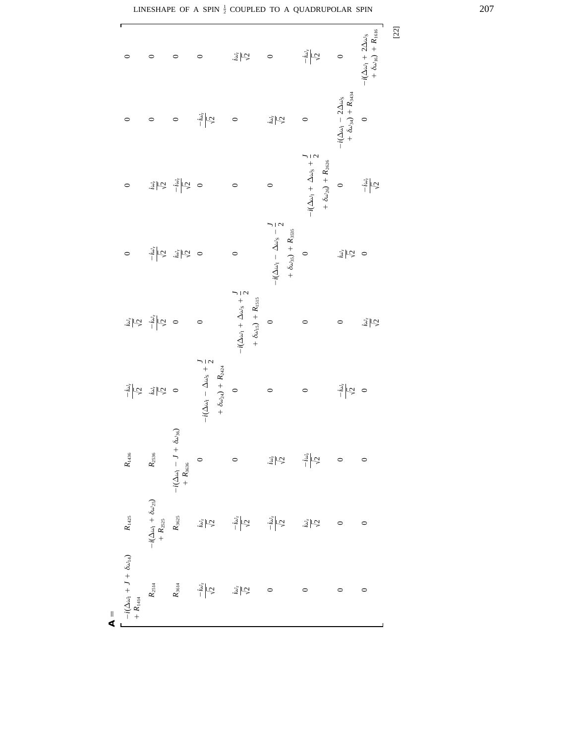$$
\mathbf{A} = \left[\begin{array}{ccccccccc}
-i(\Delta\omega_I + J + \delta\omega_{14}) + R_{1414} & R_{1425} & R_{1436} & \frac{-i\omega_r}{\sqrt{2}} & \frac{i\omega_r}{\sqrt{2}} & 0 & 0 & 0 & 0 \\
R_{2514} & -i(\Delta\omega_I + \delta\omega_{25}) + R_{2525} & R_{2536} & \frac{i\omega_r}{\sqrt{2}} & \frac{-i\omega_r}{\sqrt{2}} & \frac{-i\omega_r}{\sqrt{2}} & \frac{i\omega_r}{\sqrt{2}} & 0 & 0 \\
R_{3614} & R_{3625} & -i(\Delta\omega_I - J + \delta\omega_{36}) + R_{3636} & 0 & 0 & \frac{i\omega_r}{\sqrt{2}} & \frac{-i\omega_r}{\sqrt{2}} & 0 & 0 \\
\frac{-i\omega_r}{\sqrt{2}} & \frac{i\omega_r}{\sqrt{2}} & 0 & -i(\Delta\omega_I - \Delta\omega_S + \frac{J}{2} + \delta\omega_{24}) + R_{2424} & 0 & 0 & 0 & \frac{-i\omega_r}{\sqrt{2}} & 0 \\
\frac{i\omega_r}{\sqrt{2}} & \frac{-i\omega_r}{\sqrt{2}} & 0 & 0 & -i(\Delta\omega_I + \Delta\omega_S + \frac{J}{2} + \delta\omega_{15}) + R_{1515} & 0 & 0 & 0 & \frac{i\omega_r}{\sqrt{2}} \\
0 & \frac{-i\omega_r}{\sqrt{2}} & \frac{i\omega_r}{\sqrt{2}} & 0 & 0 & -i(\Delta\omega_I - \Delta\omega_S - \frac{J}{2} + \delta\omega_{35}) + R_{3535} & 0 & \frac{i\omega_r}{\sqrt{2}} & 0 \\
0 & \frac{i\omega_r}{\sqrt{2}} & \frac{-i\omega_r}{\sqrt{2}} & 0 & 0 & 0 & -i(\Delta\omega_I + \Delta\omega_S + \frac{J}{2} + \delta\omega_{26}) + R_{2626} & 0 & \frac{-i\omega_r}{\sqrt{2}} \\
0 & 0 & 0 & \frac{-i\omega_r}{\sqrt{2}} & 0 & \frac{i\omega_r}{\sqrt{2}} & 0 & -i(\Delta\omega_I - 2\Delta\omega_S + \delta\omega_{34}) + R_{3434} & 0 \\
0 & 0 & 0 & 0 & \frac{i\omega_r}{\sqrt{2}} & 0 & \frac{-i\omega_r}{\sqrt{2}} & 0 & -i(\Delta\omega_I + 2\Delta\omega_S + \delta\omega_{16}) + R_{1616}
\end{array}\right] \quad [22]
$$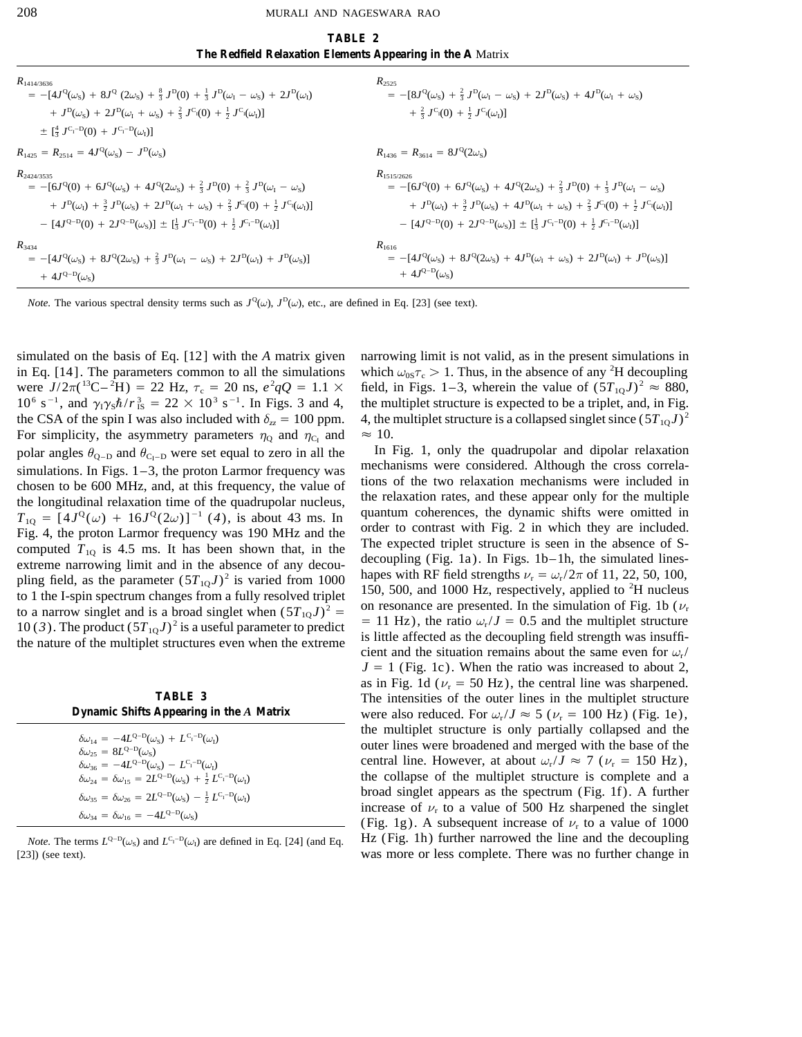**TABLE 2**
**The Redfield Relaxation Elements Appearing in the *A* Matrix**

| | |
|---|---|
| $R_{1414/3636} = -[4J^{Q}(\omega_S) + 8J^{Q}(2\omega_S) + \frac{8}{3}J^{D}(0) + \frac{1}{3}J^{D}(\omega_I - \omega_S) + 2J^{D}(\omega_I) + J^{D}(\omega_S) + 2J^{D}(\omega_I + \omega_S) + \frac{2}{3}J^{C_I}(0) + \frac{1}{2}J^{C_I}(\omega_I)] \pm [\frac{4}{3}J^{C_I-D}(0) + J^{C_I-D}(\omega_I)]$ | $R_{2525} = -[8J^{Q}(\omega_S) + \frac{2}{3}J^{D}(\omega_I - \omega_S) + 2J^{D}(\omega_S) + 4J^{D}(\omega_I + \omega_S) + \frac{2}{3}J^{C_I}(0) + \frac{1}{2}J^{C_I}(\omega_I)]$ |
| $R_{1425} = R_{2514} = 4J^{Q}(\omega_S) - J^{D}(\omega_S)$ | $R_{1436} = R_{3614} = 8J^{Q}(2\omega_S)$ |
| $R_{2424/3535} = -[6J^{Q}(0) + 6J^{Q}(\omega_S) + 4J^{Q}(2\omega_S) + \frac{2}{3}J^{D}(0) + \frac{2}{3}J^{D}(\omega_I - \omega_S) + J^{D}(\omega_I) + \frac{3}{2}J^{D}(\omega_S) + 2J^{D}(\omega_I + \omega_S) + \frac{2}{3}J^{C_I}(0) + \frac{1}{2}J^{C_I}(\omega_I)] - [4J^{Q-D}(0) + 2J^{Q-D}(\omega_S)] \pm [\frac{1}{3}J^{C_I-D}(0) + \frac{1}{2}J^{C_I-D}(\omega_I)]$ | $R_{1515/2626} = -[6J^{Q}(0) + 6J^{Q}(\omega_S) + 4J^{Q}(2\omega_S) + \frac{2}{3}J^{D}(0) + \frac{1}{3}J^{D}(\omega_I - \omega_S) + J^{D}(\omega_I) + \frac{3}{2}J^{D}(\omega_S) + 4J^{D}(\omega_I + \omega_S) + \frac{2}{3}J^{C_I}(0) + \frac{1}{2}J^{C_I}(\omega_I)] - [4J^{Q-D}(0) + 2J^{Q-D}(\omega_S)] \pm [\frac{1}{3}J^{C_I-D}(0) + \frac{1}{2}J^{C_I-D}(\omega_I)]$ |
| $R_{3434} = -[4J^{Q}(\omega_S) + 8J^{Q}(2\omega_S) + \frac{2}{3}J^{D}(\omega_I - \omega_S) + 2J^{D}(\omega_I) + J^{D}(\omega_S)] + 4J^{Q-D}(\omega_S)$ | $R_{1616} = -[4J^{Q}(\omega_S) + 8J^{Q}(2\omega_S) + 4J^{D}(\omega_I + \omega_S) + 2J^{D}(\omega_I) + J^{D}(\omega_S)] + 4J^{Q-D}(\omega_S)$ |

*Note.* The various spectral density terms such as $J^{Q}(\omega)$, $J^{D}(\omega)$, etc., are defined in Eq. [23] (see text).

simulated on the basis of Eq. [12] with the *A* matrix given in Eq. [14]. The parameters common to all the simulations were $J/2\pi(^{13}C-^{2}H) = 22$ Hz, $\tau_c = 20$ ns, $e^2qQ = 1.1 \times 10^6$ s$^{-1}$, and $\gamma_I\gamma_S\hbar/r_{IS}^3 = 22 \times 10^3$ s$^{-1}$. In Figs. 3 and 4, the CSA of the spin I was also included with $\delta_{zz} = 100$ ppm. For simplicity, the asymmetry parameters $\eta_Q$ and $\eta_{C_I}$ and polar angles $\theta_{Q-D}$ and $\theta_{C_I-D}$ were set equal to zero in all the simulations. In Figs. 1–3, the proton Larmor frequency was chosen to be 600 MHz, and, at this frequency, the value of the longitudinal relaxation time of the quadrupolar nucleus, $T_{1Q} = [4J^{Q}(\omega) + 16J^{Q}(2\omega)]^{-1}$ (*4*), is about 43 ms. In Fig. 4, the proton Larmor frequency was 190 MHz and the computed $T_{1Q}$ is 4.5 ms. It has been shown that, in the extreme narrowing limit and in the absence of any decoupling field, as the parameter $(5T_{1Q}J)^2$ is varied from 1000 to 1 the I-spin spectrum changes from a fully resolved triplet to a narrow singlet and is a broad singlet when $(5T_{1Q}J)^2 = 10$ (*3*). The product $(5T_{1Q}J)^2$ is a useful parameter to predict the nature of the multiplet structures even when the extreme narrowing limit is not valid, as in the present simulations in which $\omega_{0S}\tau_c > 1$. Thus, in the absence of any $^2$H decoupling field, in Figs. 1–3, wherein the value of $(5T_{1Q}J)^2 \approx 880$, the multiplet structure is expected to be a triplet, and, in Fig. 4, the multiplet structure is a collapsed singlet since $(5T_{1Q}J)^2 \approx 10$.

In Fig. 1, only the quadrupolar and dipolar relaxation mechanisms were considered. Although the cross correlations of the two relaxation mechanisms were included in the relaxation rates, and these appear only for the multiple quantum coherences, the dynamic shifts were omitted in order to contrast with Fig. 2 in which they are included. The expected triplet structure is seen in the absence of S-decoupling (Fig. 1a). In Figs. 1b–1h, the simulated lineshapes with RF field strengths $\nu_r = \omega_r/2\pi$ of 11, 22, 50, 100, 150, 500, and 1000 Hz, respectively, applied to $^2$H nucleus on resonance are presented. In the simulation of Fig. 1b ($\nu_r = 11$ Hz), the ratio $\omega_r/J = 0.5$ and the multiplet structure is little affected as the decoupling field strength was insufficient and the situation remains about the same even for $\omega_r/J = 1$ (Fig. 1c). When the ratio was increased to about 2, as in Fig. 1d ($\nu_r = 50$ Hz), the central line was sharpened. The intensities of the outer lines in the multiplet structure were also reduced. For $\omega_r/J \approx 5$ ($\nu_r = 100$ Hz) (Fig. 1e), the multiplet structure is only partially collapsed and the outer lines were broadened and merged with the base of the central line. However, at about $\omega_r/J \approx 7$ ($\nu_r = 150$ Hz), the collapse of the multiplet structure is complete and a broad singlet appears as the spectrum (Fig. 1f). A further increase of $\nu_r$ to a value of 500 Hz sharpened the singlet (Fig. 1g). A subsequent increase of $\nu_r$ to a value of 1000 Hz (Fig. 1h) further narrowed the line and the decoupling was more or less complete. There was no further change in

**TABLE 3**
**Dynamic Shifts Appearing in the *A* Matrix**

$$\delta\omega_{14} = -4L^{Q-D}(\omega_S) + L^{C_I-D}(\omega_I)$$
$$\delta\omega_{25} = 8L^{Q-D}(\omega_S)$$
$$\delta\omega_{36} = -4L^{Q-D}(\omega_S) - L^{C_I-D}(\omega_I)$$
$$\delta\omega_{24} = \delta\omega_{15} = 2L^{Q-D}(\omega_S) + \tfrac{1}{2}L^{C_I-D}(\omega_I)$$
$$\delta\omega_{35} = \delta\omega_{26} = 2L^{Q-D}(\omega_S) - \tfrac{1}{2}L^{C_I-D}(\omega_I)$$
$$\delta\omega_{34} = \delta\omega_{16} = -4L^{Q-D}(\omega_S)$$

*Note.* The terms $L^{Q-D}(\omega_S)$ and $L^{C_I-D}(\omega_I)$ are defined in Eq. [24] (and Eq. [23]) (see text).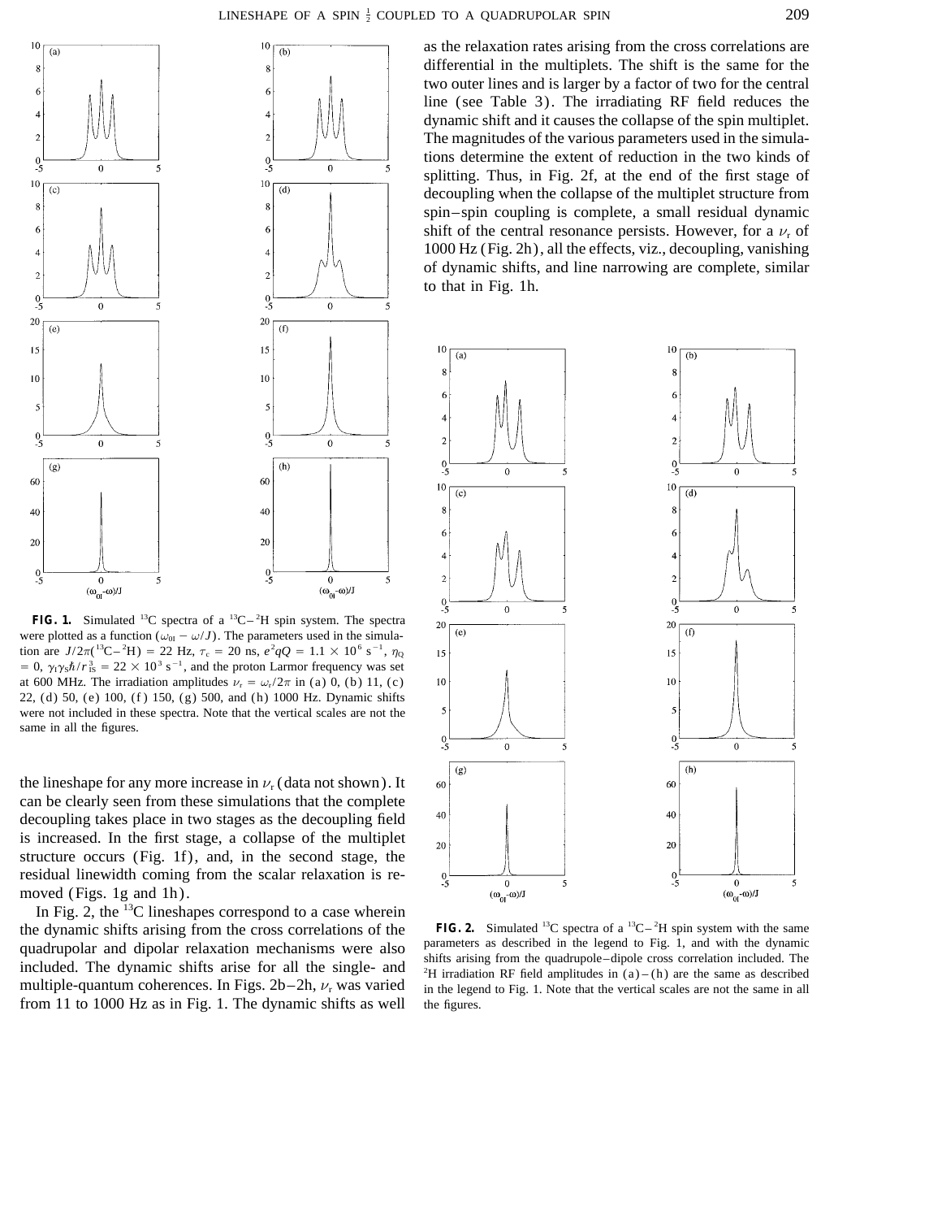as the relaxation rates arising from the cross correlations are differential in the multiplets. The shift is the same for the two outer lines and is larger by a factor of two for the central line (see Table 3). The irradiating RF field reduces the dynamic shift and it causes the collapse of the spin multiplet. The magnitudes of the various parameters used in the simulations determine the extent of reduction in the two kinds of splitting. Thus, in Fig. 2f, at the end of the first stage of decoupling when the collapse of the multiplet structure from spin–spin coupling is complete, a small residual dynamic shift of the central resonance persists. However, for a $\nu_r$ of 1000 Hz (Fig. 2h), all the effects, viz., decoupling, vanishing of dynamic shifts, and line narrowing are complete, similar to that in Fig. 1h.

**FIG. 1.** Simulated $^{13}$C spectra of a $^{13}$C–$^{2}$H spin system. The spectra were plotted as a function $(\omega_{0I} - \omega/J)$. The parameters used in the simulation are $J/2\pi(^{13}C–^{2}H) = 22$ Hz, $\tau_c = 20$ ns, $e^2qQ = 1.1 \times 10^6$ s$^{-1}$, $\eta_Q = 0$, $\gamma_I\gamma_S\hbar/r^3_{IS} = 22 \times 10^3$ s$^{-1}$, and the proton Larmor frequency was set at 600 MHz. The irradiation amplitudes $\nu_r = \omega_r/2\pi$ in (a) 0, (b) 11, (c) 22, (d) 50, (e) 100, (f) 150, (g) 500, and (h) 1000 Hz. Dynamic shifts were not included in these spectra. Note that the vertical scales are not the same in all the figures.

the lineshape for any more increase in $\nu_r$ (data not shown). It can be clearly seen from these simulations that the complete decoupling takes place in two stages as the decoupling field is increased. In the first stage, a collapse of the multiplet structure occurs (Fig. 1f), and, in the second stage, the residual linewidth coming from the scalar relaxation is removed (Figs. 1g and 1h).

In Fig. 2, the $^{13}$C lineshapes correspond to a case wherein the dynamic shifts arising from the cross correlations of the quadrupolar and dipolar relaxation mechanisms were also included. The dynamic shifts arise for all the single- and multiple-quantum coherences. In Figs. 2b–2h, $\nu_r$ was varied from 11 to 1000 Hz as in Fig. 1. The dynamic shifts as well

**FIG. 2.** Simulated $^{13}$C spectra of a $^{13}$C–$^{2}$H spin system with the same parameters as described in the legend to Fig. 1, and with the dynamic shifts arising from the quadrupole–dipole cross correlation included. The $^{2}$H irradiation RF field amplitudes in (a)–(h) are the same as described in the legend to Fig. 1. Note that the vertical scales are not the same in all the figures.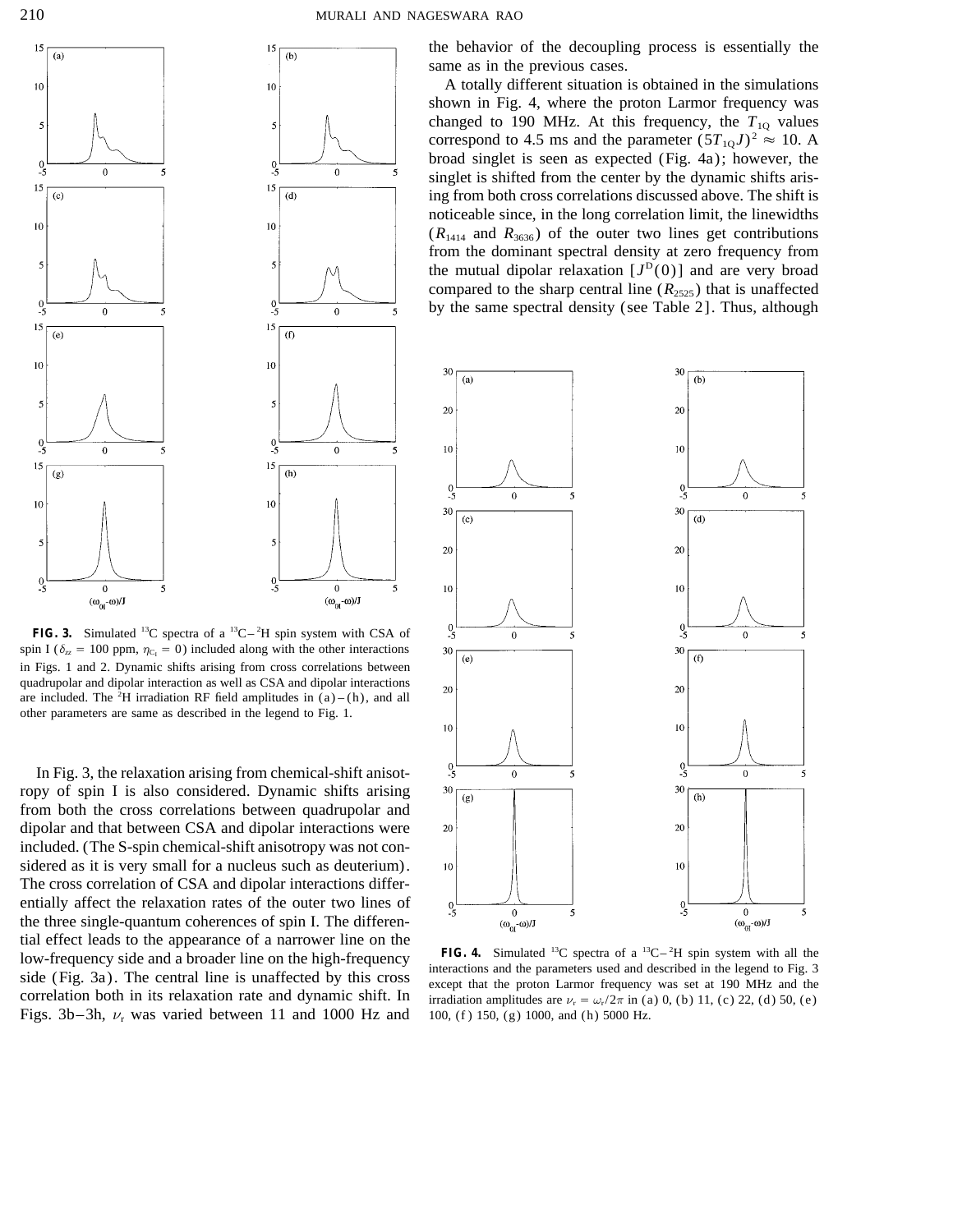the behavior of the decoupling process is essentially the same as in the previous cases.

A totally different situation is obtained in the simulations shown in Fig. 4, where the proton Larmor frequency was changed to 190 MHz. At this frequency, the $T_{1Q}$ values correspond to 4.5 ms and the parameter $(5T_{1Q}J)^2 \approx 10$. A broad singlet is seen as expected (Fig. 4a); however, the singlet is shifted from the center by the dynamic shifts arising from both cross correlations discussed above. The shift is noticeable since, in the long correlation limit, the linewidths ($R_{1414}$ and $R_{3636}$) of the outer two lines get contributions from the dominant spectral density at zero frequency from the mutual dipolar relaxation $[J^D(0)]$ and are very broad compared to the sharp central line ($R_{2525}$) that is unaffected by the same spectral density (see Table 2]. Thus, although

**FIG. 3.** Simulated $^{13}$C spectra of a $^{13}$C–$^{2}$H spin system with CSA of spin I ($\delta_{zz} = 100$ ppm, $\eta_{C_I} = 0$) included along with the other interactions in Figs. 1 and 2. Dynamic shifts arising from cross correlations between quadrupolar and dipolar interaction as well as CSA and dipolar interactions are included. The $^{2}$H irradiation RF field amplitudes in (a)–(h), and all other parameters are same as described in the legend to Fig. 1.

In Fig. 3, the relaxation arising from chemical-shift anisotropy of spin I is also considered. Dynamic shifts arising from both the cross correlations between quadrupolar and dipolar and that between CSA and dipolar interactions were included. (The S-spin chemical-shift anisotropy was not considered as it is very small for a nucleus such as deuterium). The cross correlation of CSA and dipolar interactions differentially affect the relaxation rates of the outer two lines of the three single-quantum coherences of spin I. The differential effect leads to the appearance of a narrower line on the low-frequency side and a broader line on the high-frequency side (Fig. 3a). The central line is unaffected by this cross correlation both in its relaxation rate and dynamic shift. In Figs. 3b–3h, $\nu_r$ was varied between 11 and 1000 Hz and

**FIG. 4.** Simulated $^{13}$C spectra of a $^{13}$C–$^{2}$H spin system with all the interactions and the parameters used and described in the legend to Fig. 3 except that the proton Larmor frequency was set at 190 MHz and the irradiation amplitudes are $\nu_r = \omega_r/2\pi$ in (a) 0, (b) 11, (c) 22, (d) 50, (e) 100, (f) 150, (g) 1000, and (h) 5000 Hz.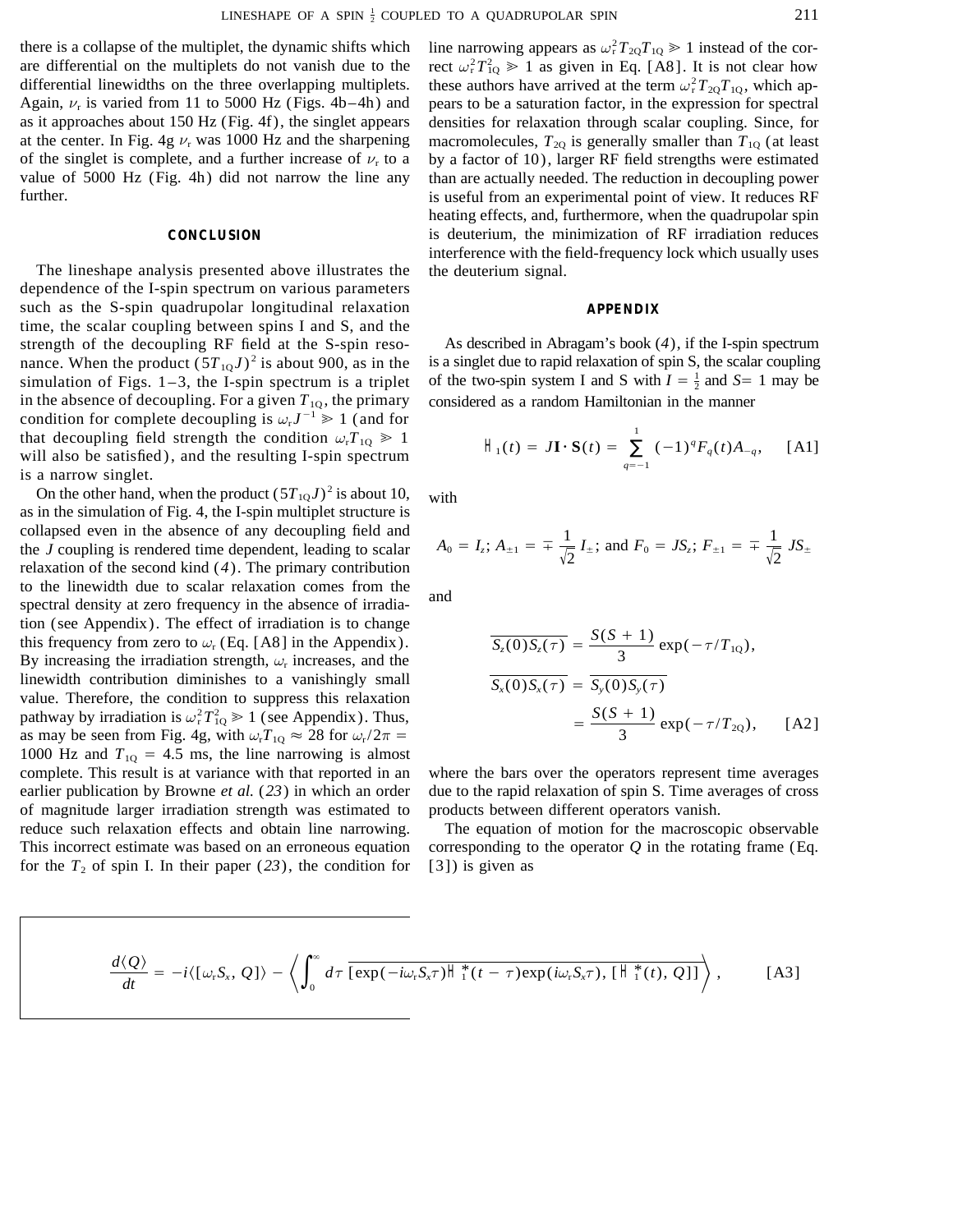there is a collapse of the multiplet, the dynamic shifts which are differential on the multiplets do not vanish due to the differential linewidths on the three overlapping multiplets. Again, $\nu_r$ is varied from 11 to 5000 Hz (Figs. 4b–4h) and as it approaches about 150 Hz (Fig. 4f), the singlet appears at the center. In Fig. 4g $\nu_r$ was 1000 Hz and the sharpening of the singlet is complete, and a further increase of $\nu_r$ to a value of 5000 Hz (Fig. 4h) did not narrow the line any further.

## CONCLUSION

The lineshape analysis presented above illustrates the dependence of the I-spin spectrum on various parameters such as the S-spin quadrupolar longitudinal relaxation time, the scalar coupling between spins I and S, and the strength of the decoupling RF field at the S-spin resonance. When the product $(5T_{1Q}J)^2$ is about 900, as in the simulation of Figs. 1–3, the I-spin spectrum is a triplet in the absence of decoupling. For a given $T_{1Q}$, the primary condition for complete decoupling is $\omega_r J^{-1} \gg 1$ (and for that decoupling field strength the condition $\omega_r T_{1Q} \gg 1$ will also be satisfied), and the resulting I-spin spectrum is a narrow singlet.

On the other hand, when the product $(5T_{1Q}J)^2$ is about 10, as in the simulation of Fig. 4, the I-spin multiplet structure is collapsed even in the absence of any decoupling field and the *J* coupling is rendered time dependent, leading to scalar relaxation of the second kind (*4*). The primary contribution to the linewidth due to scalar relaxation comes from the spectral density at zero frequency in the absence of irradiation (see Appendix). The effect of irradiation is to change this frequency from zero to $\omega_r$ (Eq. [A8] in the Appendix). By increasing the irradiation strength, $\omega_r$ increases, and the linewidth contribution diminishes to a vanishingly small value. Therefore, the condition to suppress this relaxation pathway by irradiation is $\omega_r^2 T_{1Q}^2 \gg 1$ (see Appendix). Thus, as may be seen from Fig. 4g, with $\omega_r T_{1Q} \approx 28$ for $\omega_r/2\pi = 1000$ Hz and $T_{1Q} = 4.5$ ms, the line narrowing is almost complete. This result is at variance with that reported in an earlier publication by Browne *et al.* (*23*) in which an order of magnitude larger irradiation strength was estimated to reduce such relaxation effects and obtain line narrowing. This incorrect estimate was based on an erroneous equation for the $T_2$ of spin I. In their paper (*23*), the condition for line narrowing appears as $\omega_r^2 T_{2Q} T_{1Q} \gg 1$ instead of the correct $\omega_r^2 T_{1Q}^2 \gg 1$ as given in Eq. [A8]. It is not clear how these authors have arrived at the term $\omega_r^2 T_{2Q} T_{1Q}$, which appears to be a saturation factor, in the expression for spectral densities for relaxation through scalar coupling. Since, for macromolecules, $T_{2Q}$ is generally smaller than $T_{1Q}$ (at least by a factor of 10), larger RF field strengths were estimated than are actually needed. The reduction in decoupling power is useful from an experimental point of view. It reduces RF heating effects, and, furthermore, when the quadrupolar spin is deuterium, the minimization of RF irradiation reduces interference with the field-frequency lock which usually uses the deuterium signal.

## APPENDIX

As described in Abragam's book (*4*), if the I-spin spectrum is a singlet due to rapid relaxation of spin S, the scalar coupling of the two-spin system I and S with $I = \frac{1}{2}$ and $S = 1$ may be considered as a random Hamiltonian in the manner

$$\mathcal{H}_1(t) = J\mathbf{I}\cdot\mathbf{S}(t) = \sum_{q=-1}^{1} (-1)^q F_q(t) A_{-q}, \quad \text{[A1]}$$

with

$$A_0 = I_z;\ A_{\pm 1} = \mp \frac{1}{\sqrt{2}} I_\pm;\ \text{and}\ F_0 = JS_z;\ F_{\pm 1} = \mp \frac{1}{\sqrt{2}} JS_\pm$$

and

$$\overline{S_z(0)S_z(\tau)} = \frac{S(S+1)}{3}\exp(-\tau/T_{1Q}),$$

$$\overline{S_x(0)S_x(\tau)} = \overline{S_y(0)S_y(\tau)} = \frac{S(S+1)}{3}\exp(-\tau/T_{2Q}), \quad \text{[A2]}$$

where the bars over the operators represent time averages due to the rapid relaxation of spin S. Time averages of cross products between different operators vanish.

The equation of motion for the macroscopic observable corresponding to the operator *Q* in the rotating frame (Eq. [3]) is given as

$$\frac{d\langle Q\rangle}{dt} = -i\langle[\omega_r S_x, Q]\rangle - \left\langle \int_0^\infty d\tau\, \overline{[\exp(-i\omega_r S_x\tau)\mathcal{H}_1^*(t-\tau)\exp(i\omega_r S_x\tau), [\mathcal{H}_1^*(t), Q]]} \right\rangle, \quad \text{[A3]}$$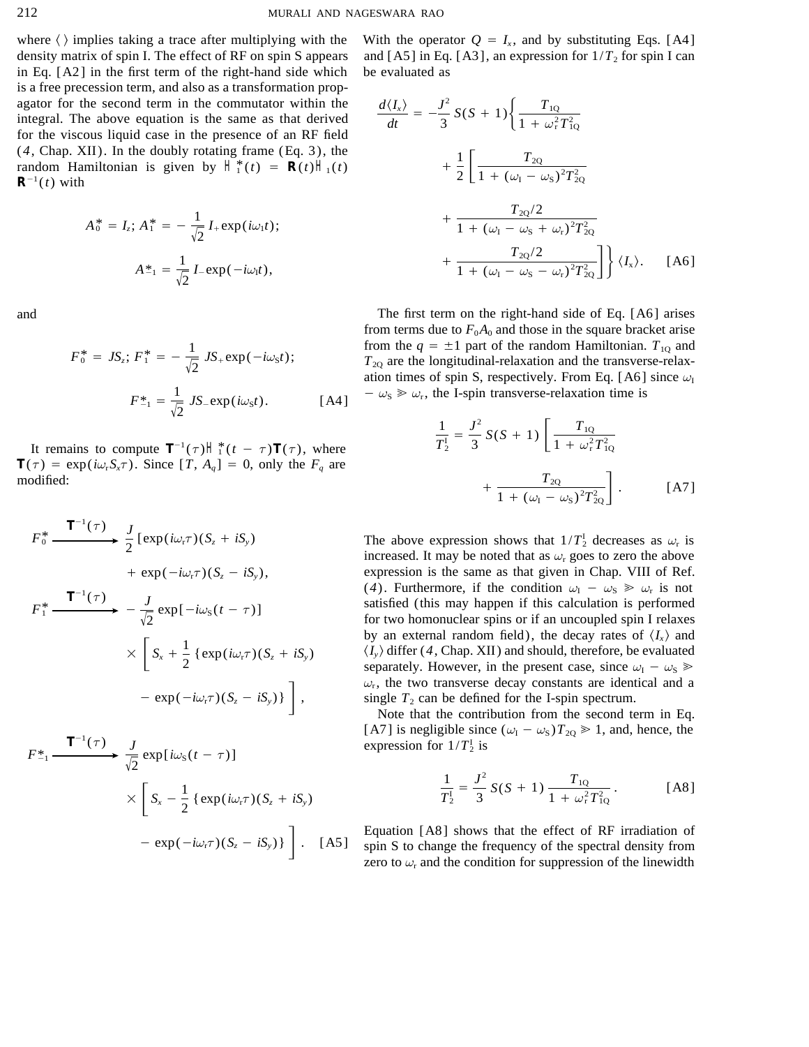where $\langle\,\rangle$ implies taking a trace after multiplying with the density matrix of spin I. The effect of RF on spin S appears in Eq. [A2] in the first term of the right-hand side which is a free precession term, and also as a transformation propagator for the second term in the commutator within the integral. The above equation is the same as that derived for the viscous liquid case in the presence of an RF field (*4*, Chap. XII). In the doubly rotating frame (Eq. 3), the random Hamiltonian is given by $\mathcal{H}_1^*(t) = \mathbf{R}(t)\mathcal{H}_1(t)\mathbf{R}^{-1}(t)$ with

$$A_0^* = I_z;\; A_1^* = -\frac{1}{\sqrt{2}} I_+ \exp(i\omega_1 t);$$

$$A_{-1}^* = \frac{1}{\sqrt{2}} I_- \exp(-i\omega_1 t),$$

and

$$F_0^* = JS_z;\; F_1^* = -\frac{1}{\sqrt{2}} JS_+ \exp(-i\omega_S t);$$

$$F_{-1}^* = \frac{1}{\sqrt{2}} JS_- \exp(i\omega_S t). \qquad [A4]$$

It remains to compute $\mathbf{T}^{-1}(\tau)\mathcal{H}_1^*(t-\tau)\mathbf{T}(\tau)$, where $\mathbf{T}(\tau) = \exp(i\omega_r S_x \tau)$. Since $[T, A_q] = 0$, only the $F_q$ are modified:

$$F_0^* \xrightarrow{\mathbf{T}^{-1}(\tau)} \frac{J}{2}[\exp(i\omega_r\tau)(S_z + iS_y) + \exp(-i\omega_r\tau)(S_z - iS_y),$$

$$F_1^* \xrightarrow{\mathbf{T}^{-1}(\tau)} -\frac{J}{\sqrt{2}} \exp[-i\omega_S(t-\tau)] \times \left[ S_x + \frac{1}{2}\{\exp(i\omega_r\tau)(S_z + iS_y) - \exp(-i\omega_r\tau)(S_z - iS_y)\} \right],$$

$$F_{-1}^* \xrightarrow{\mathbf{T}^{-1}(\tau)} \frac{J}{\sqrt{2}} \exp[i\omega_S(t-\tau)] \times \left[ S_x - \frac{1}{2}\{\exp(i\omega_r\tau)(S_z + iS_y) - \exp(-i\omega_r\tau)(S_z - iS_y)\} \right]. \qquad [A5]$$

With the operator $Q = I_x$, and by substituting Eqs. [A4] and [A5] in Eq. [A3], an expression for $1/T_2$ for spin I can be evaluated as

$$\frac{d\langle I_x\rangle}{dt} = -\frac{J^2}{3} S(S+1)\left\{ \frac{T_{1Q}}{1+\omega_r^2 T_{1Q}^2} + \frac{1}{2}\left[ \frac{T_{2Q}}{1+(\omega_I - \omega_S)^2 T_{2Q}^2} + \frac{T_{2Q}/2}{1+(\omega_I - \omega_S + \omega_r)^2 T_{2Q}^2} + \frac{T_{2Q}/2}{1+(\omega_I - \omega_S - \omega_r)^2 T_{2Q}^2} \right] \right\} \langle I_x\rangle. \qquad [A6]$$

The first term on the right-hand side of Eq. [A6] arises from terms due to $F_0A_0$ and those in the square bracket arise from the $q = \pm 1$ part of the random Hamiltonian. $T_{1Q}$ and $T_{2Q}$ are the longitudinal-relaxation and the transverse-relaxation times of spin S, respectively. From Eq. [A6] since $\omega_I - \omega_S \gg \omega_r$, the I-spin transverse-relaxation time is

$$\frac{1}{T_2^I} = \frac{J^2}{3} S(S+1)\left[ \frac{T_{1Q}}{1+\omega_r^2 T_{1Q}^2} + \frac{T_{2Q}}{1+(\omega_I - \omega_S)^2 T_{2Q}^2} \right]. \qquad [A7]$$

The above expression shows that $1/T_2^I$ decreases as $\omega_r$ is increased. It may be noted that as $\omega_r$ goes to zero the above expression is the same as that given in Chap. VIII of Ref. (*4*). Furthermore, if the condition $\omega_I - \omega_S \gg \omega_r$ is not satisfied (this may happen if this calculation is performed for two homonuclear spins or if an uncoupled spin I relaxes by an external random field), the decay rates of $\langle I_x\rangle$ and $\langle I_y\rangle$ differ (*4*, Chap. XII) and should, therefore, be evaluated separately. However, in the present case, since $\omega_I - \omega_S \gg \omega_r$, the two transverse decay constants are identical and a single $T_2$ can be defined for the I-spin spectrum.

Note that the contribution from the second term in Eq. [A7] is negligible since $(\omega_I - \omega_S)T_{2Q} \gg 1$, and, hence, the expression for $1/T_2^I$ is

$$\frac{1}{T_2^I} = \frac{J^2}{3} S(S+1) \frac{T_{1Q}}{1+\omega_r^2 T_{1Q}^2}. \qquad [A8]$$

Equation [A8] shows that the effect of RF irradiation of spin S to change the frequency of the spectral density from zero to $\omega_r$ and the condition for suppression of the linewidth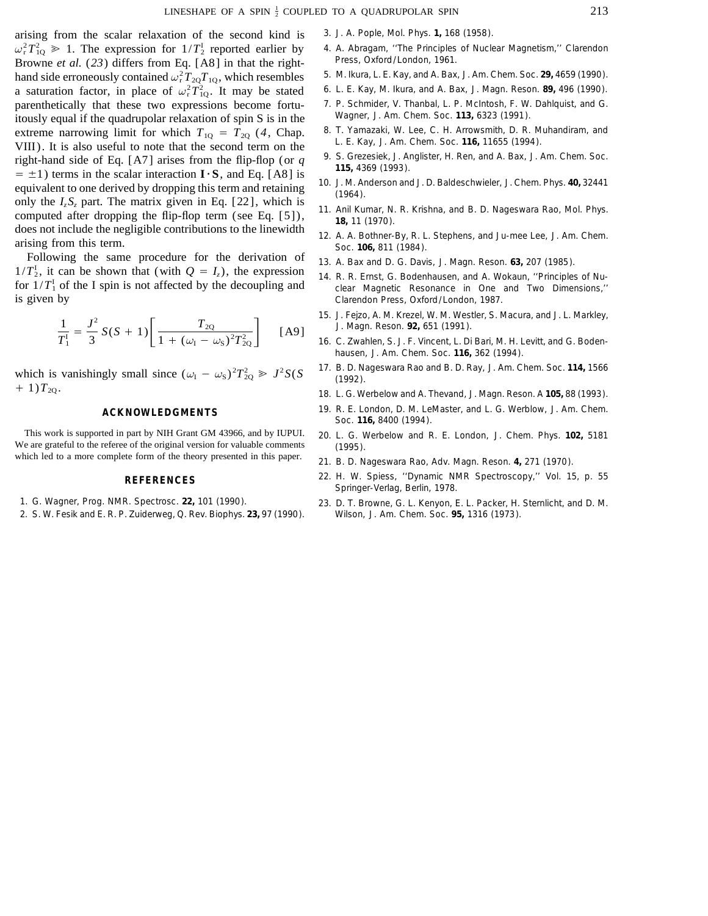arising from the scalar relaxation of the second kind is $\omega_r^2 T_{1Q}^2 \gg 1$. The expression for $1/T_2^I$ reported earlier by Browne *et al.* (*23*) differs from Eq. [A8] in that the right-hand side erroneously contained $\omega_r^2 T_{2Q} T_{1Q}$, which resembles a saturation factor, in place of $\omega_r^2 T_{1Q}^2$. It may be stated parenthetically that these two expressions become fortuitously equal if the quadrupolar relaxation of spin S is in the extreme narrowing limit for which $T_{1Q} = T_{2Q}$ (*4*, Chap. VIII). It is also useful to note that the second term on the right-hand side of Eq. [A7] arises from the flip-flop (or $q = \pm 1$) terms in the scalar interaction $\mathbf{I} \cdot \mathbf{S}$, and Eq. [A8] is equivalent to one derived by dropping this term and retaining only the $I_z S_z$ part. The matrix given in Eq. [22], which is computed after dropping the flip-flop term (see Eq. [5]), does not include the negligible contributions to the linewidth arising from this term.

Following the same procedure for the derivation of $1/T_2^I$, it can be shown that (with $Q = I_z$), the expression for $1/T_1^I$ of the I spin is not affected by the decoupling and is given by

$$\frac{1}{T_1^I} = \frac{J^2}{3} S(S+1) \left[ \frac{T_{2Q}}{1 + (\omega_I - \omega_S)^2 T_{2Q}^2} \right] \quad \text{[A9]}$$

which is vanishingly small since $(\omega_I - \omega_S)^2 T_{2Q}^2 \gg J^2 S(S+1) T_{2Q}$.

## ACKNOWLEDGMENTS

This work is supported in part by NIH Grant GM 43966, and by IUPUI. We are grateful to the referee of the original version for valuable comments which led to a more complete form of the theory presented in this paper.

## REFERENCES

1. G. Wagner, Prog. NMR. Spectrosc. **22,** 101 (1990).
2. S. W. Fesik and E. R. P. Zuiderweg, Q. Rev. Biophys. **23,** 97 (1990).
3. J. A. Pople, Mol. Phys. **1,** 168 (1958).
4. A. Abragam, ''The Principles of Nuclear Magnetism,'' Clarendon Press, Oxford/London, 1961.
5. M. Ikura, L. E. Kay, and A. Bax, J. Am. Chem. Soc. **29,** 4659 (1990).
6. L. E. Kay, M. Ikura, and A. Bax, J. Magn. Reson. **89,** 496 (1990).
7. P. Schmider, V. Thanbal, L. P. McIntosh, F. W. Dahlquist, and G. Wagner, J. Am. Chem. Soc. **113,** 6323 (1991).
8. T. Yamazaki, W. Lee, C. H. Arrowsmith, D. R. Muhandiram, and L. E. Kay, J. Am. Chem. Soc. **116,** 11655 (1994).
9. S. Grezesiek, J. Anglister, H. Ren, and A. Bax, J. Am. Chem. Soc. **115,** 4369 (1993).
10. J. M. Anderson and J. D. Baldeschwieler, J. Chem. Phys. **40,** 32441 (1964).
11. Anil Kumar, N. R. Krishna, and B. D. Nageswara Rao, Mol. Phys. **18,** 11 (1970).
12. A. A. Bothner-By, R. L. Stephens, and Ju-mee Lee, J. Am. Chem. Soc. **106,** 811 (1984).
13. A. Bax and D. G. Davis, J. Magn. Reson. **63,** 207 (1985).
14. R. R. Ernst, G. Bodenhausen, and A. Wokaun, ''Principles of Nuclear Magnetic Resonance in One and Two Dimensions,'' Clarendon Press, Oxford/London, 1987.
15. J. Fejzo, A. M. Krezel, W. M. Westler, S. Macura, and J. L. Markley, J. Magn. Reson. **92,** 651 (1991).
16. C. Zwahlen, S. J. F. Vincent, L. Di Bari, M. H. Levitt, and G. Bodenhausen, J. Am. Chem. Soc. **116,** 362 (1994).
17. B. D. Nageswara Rao and B. D. Ray, J. Am. Chem. Soc. **114,** 1566 (1992).
18. L. G. Werbelow and A. Thevand, J. Magn. Reson. A **105,** 88 (1993).
19. R. E. London, D. M. LeMaster, and L. G. Werblow, J. Am. Chem. Soc. **116,** 8400 (1994).
20. L. G. Werbelow and R. E. London, J. Chem. Phys. **102,** 5181 (1995).
21. B. D. Nageswara Rao, Adv. Magn. Reson. **4,** 271 (1970).
22. H. W. Spiess, ''Dynamic NMR Spectroscopy,'' Vol. 15, p. 55 Springer-Verlag, Berlin, 1978.
23. D. T. Browne, G. L. Kenyon, E. L. Packer, H. Sternlicht, and D. M. Wilson, J. Am. Chem. Soc. **95,** 1316 (1973).